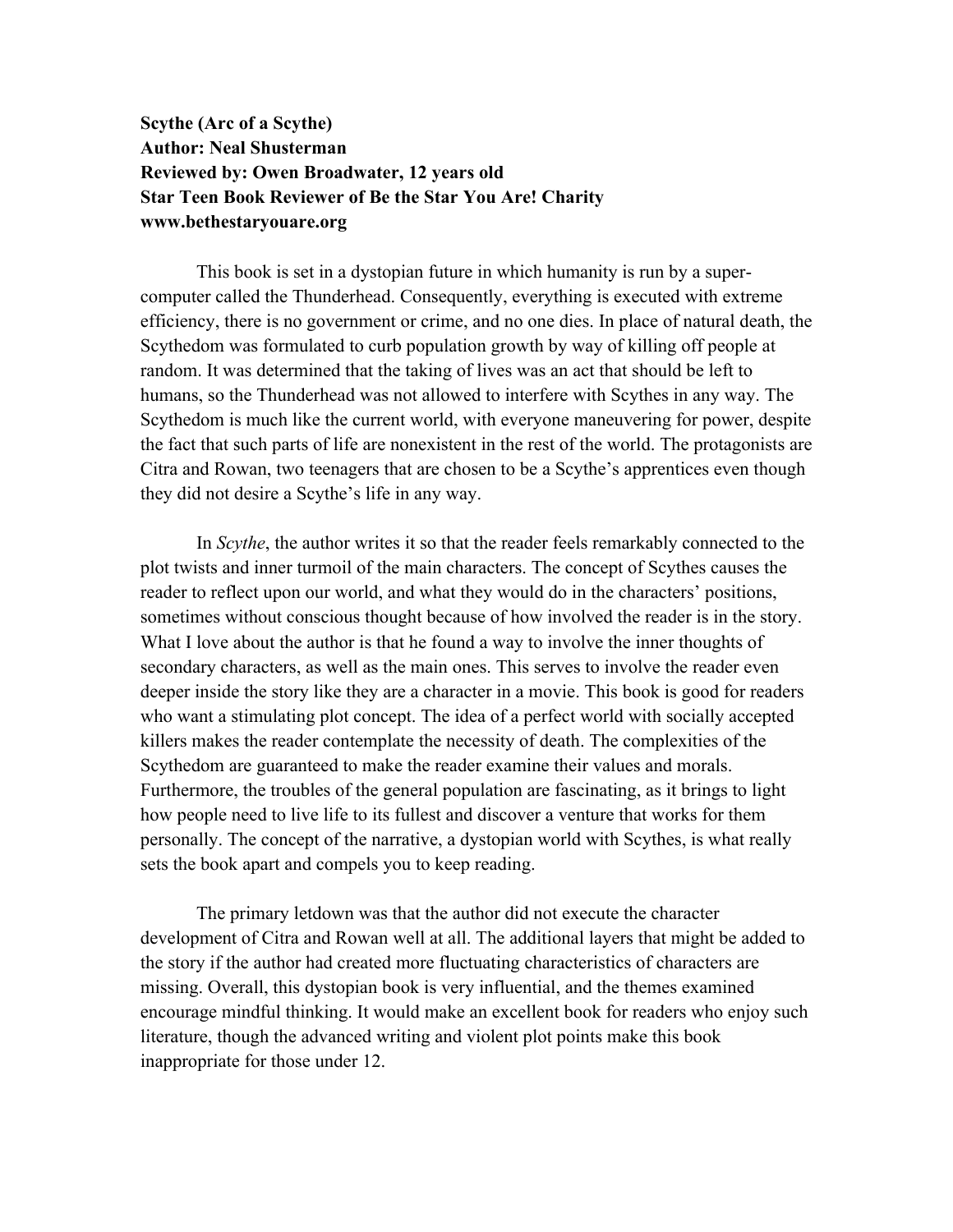**Scythe (Arc of a Scythe)**
**Author: Neal Shusterman**
**Reviewed by: Owen Broadwater, 12 years old**
**Star Teen Book Reviewer of Be the Star You Are! Charity**
**www.bethestaryouare.org**

This book is set in a dystopian future in which humanity is run by a super-computer called the Thunderhead. Consequently, everything is executed with extreme efficiency, there is no government or crime, and no one dies. In place of natural death, the Scythedom was formulated to curb population growth by way of killing off people at random. It was determined that the taking of lives was an act that should be left to humans, so the Thunderhead was not allowed to interfere with Scythes in any way. The Scythedom is much like the current world, with everyone maneuvering for power, despite the fact that such parts of life are nonexistent in the rest of the world. The protagonists are Citra and Rowan, two teenagers that are chosen to be a Scythe's apprentices even though they did not desire a Scythe's life in any way.

In *Scythe*, the author writes it so that the reader feels remarkably connected to the plot twists and inner turmoil of the main characters. The concept of Scythes causes the reader to reflect upon our world, and what they would do in the characters' positions, sometimes without conscious thought because of how involved the reader is in the story. What I love about the author is that he found a way to involve the inner thoughts of secondary characters, as well as the main ones. This serves to involve the reader even deeper inside the story like they are a character in a movie. This book is good for readers who want a stimulating plot concept. The idea of a perfect world with socially accepted killers makes the reader contemplate the necessity of death. The complexities of the Scythedom are guaranteed to make the reader examine their values and morals. Furthermore, the troubles of the general population are fascinating, as it brings to light how people need to live life to its fullest and discover a venture that works for them personally. The concept of the narrative, a dystopian world with Scythes, is what really sets the book apart and compels you to keep reading.

The primary letdown was that the author did not execute the character development of Citra and Rowan well at all. The additional layers that might be added to the story if the author had created more fluctuating characteristics of characters are missing. Overall, this dystopian book is very influential, and the themes examined encourage mindful thinking. It would make an excellent book for readers who enjoy such literature, though the advanced writing and violent plot points make this book inappropriate for those under 12.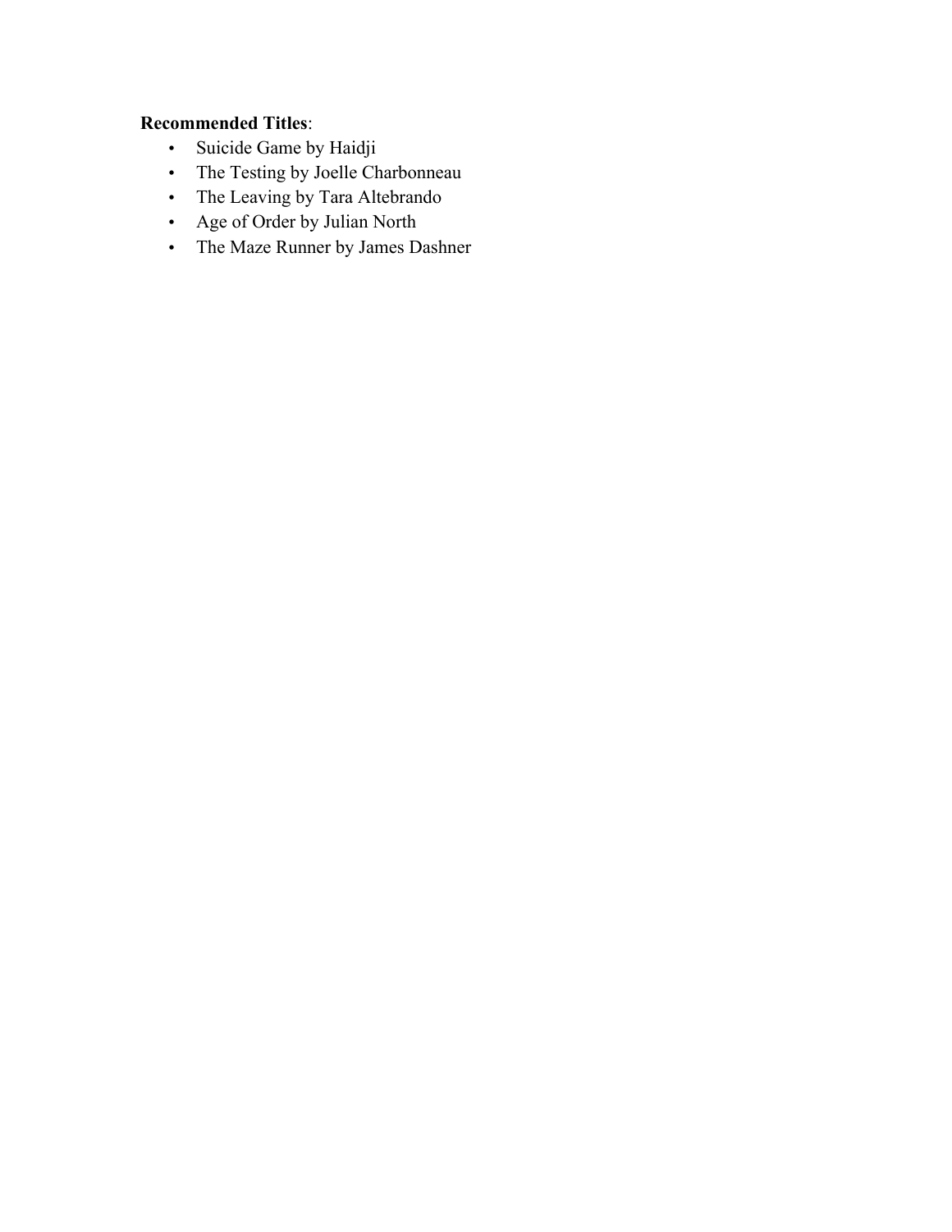**Recommended Titles**:

- Suicide Game by Haidji
- The Testing by Joelle Charbonneau
- The Leaving by Tara Altebrando
- Age of Order by Julian North
- The Maze Runner by James Dashner